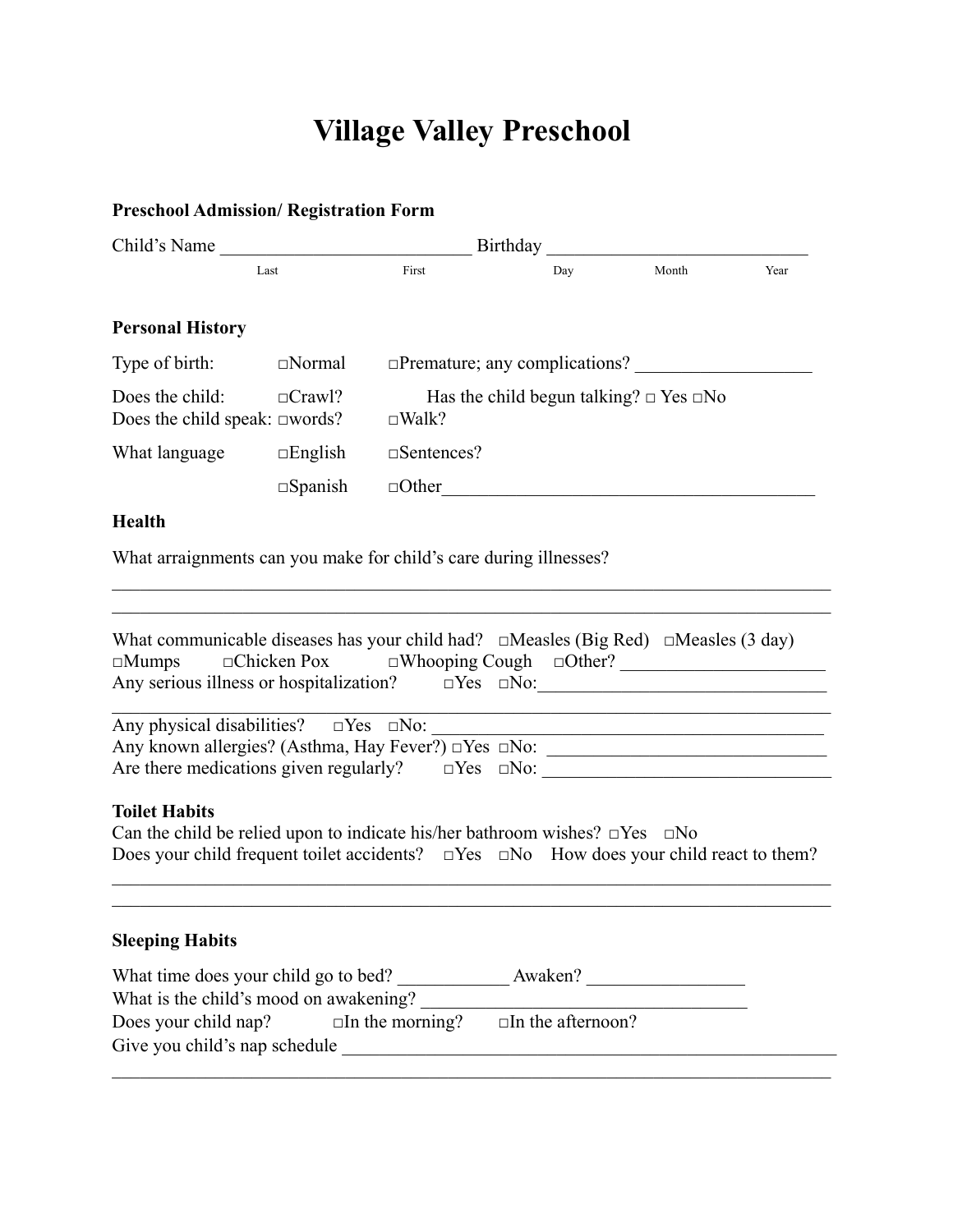# Village Valley Preschool

**Preschool Admission/ Registration Form**

Child's Name ___________________________ Birthday ____________________________

Last First Day Month Year

**Personal History**

Type of birth: □Normal □Premature; any complications? ___________________

Does the child: □Crawl? Has the child begun talking? □ Yes □No

Does the child speak: □words? □Walk?

What language □English □Sentences?

□Spanish □Other________________________________________

**Health**

What arraignments can you make for child's care during illnesses?

_____________________________________________________________________________

_____________________________________________________________________________

What communicable diseases has your child had? □Measles (Big Red) □Measles (3 day) □Mumps □Chicken Pox □Whooping Cough □Other? ______________________

Any serious illness or hospitalization? □Yes □No:________________________________

_____________________________________________________________________________

Any physical disabilities? □Yes □No: __________________________________________

Any known allergies? (Asthma, Hay Fever?) □Yes □No: ______________________________

Are there medications given regularly? □Yes □No: _______________________________

**Toilet Habits**

Can the child be relied upon to indicate his/her bathroom wishes? □Yes □No

Does your child frequent toilet accidents? □Yes □No How does your child react to them?

_____________________________________________________________________________

_____________________________________________________________________________

**Sleeping Habits**

What time does your child go to bed? ____________ Awaken? _________________

What is the child's mood on awakening? ___________________________________

Does your child nap? □In the morning? □In the afternoon?

Give you child's nap schedule _________________________________________________

_____________________________________________________________________________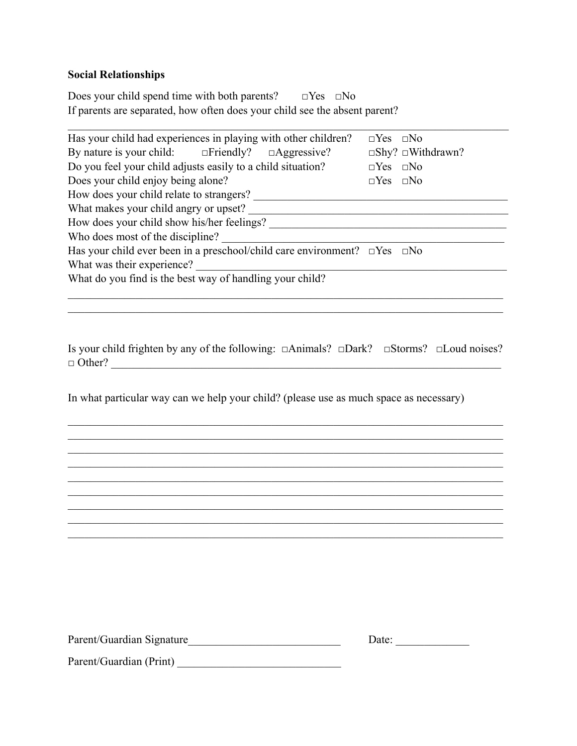**Social Relationships**

Does your child spend time with both parents? □Yes □No

If parents are separated, how often does your child see the absent parent?

______________________________________________________________________________

Has your child had experiences in playing with other children? □Yes □No

By nature is your child: □Friendly? □Aggressive? □Shy? □Withdrawn?

Do you feel your child adjusts easily to a child situation? □Yes □No

Does your child enjoy being alone? □Yes □No

How does your child relate to strangers? ______________________________________________

What makes your child angry or upset? ______________________________________________

How does your child show his/her feelings? ___________________________________________

Who does most of the discipline? ___________________________________________________

Has your child ever been in a preschool/child care environment? □Yes □No

What was their experience? _______________________________________________________

What do you find is the best way of handling your child?

______________________________________________________________________________

______________________________________________________________________________

Is your child frighten by any of the following: □Animals? □Dark? □Storms? □Loud noises?
□ Other? _____________________________________________________________________

In what particular way can we help your child? (please use as much space as necessary)

______________________________________________________________________________

______________________________________________________________________________

______________________________________________________________________________

______________________________________________________________________________

______________________________________________________________________________

______________________________________________________________________________

______________________________________________________________________________

______________________________________________________________________________

______________________________________________________________________________

Parent/Guardian Signature___________________________ Date: _____________

Parent/Guardian (Print) _____________________________